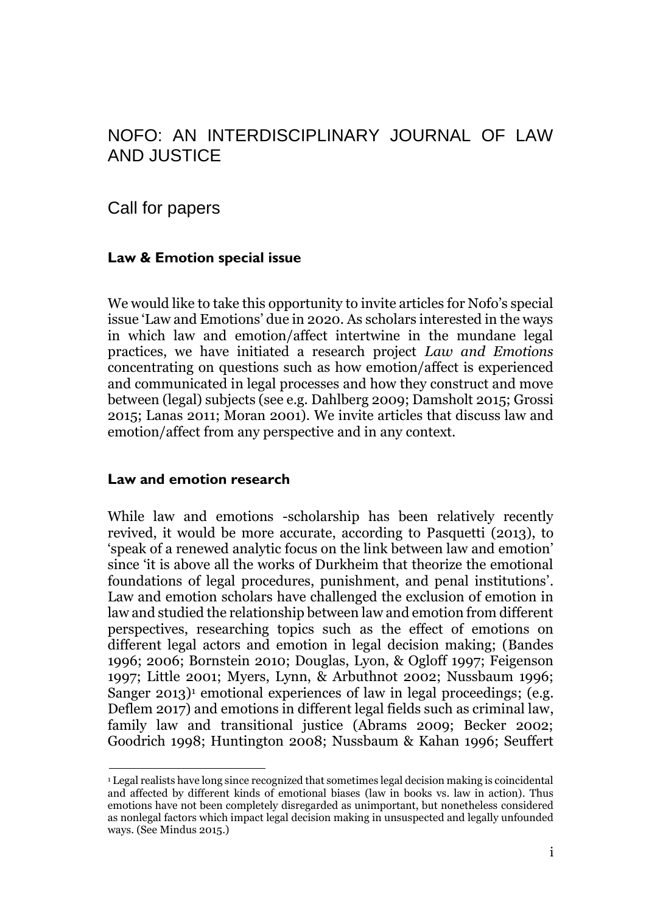# NOFO: AN INTERDISCIPLINARY JOURNAL OF LAW AND JUSTICE

## Call for papers

### Law & Emotion special issue

We would like to take this opportunity to invite articles for Nofo's special issue 'Law and Emotions' due in 2020. As scholars interested in the ways in which law and emotion/affect intertwine in the mundane legal practices, we have initiated a research project *Law and Emotions* concentrating on questions such as how emotion/affect is experienced and communicated in legal processes and how they construct and move between (legal) subjects (see e.g. Dahlberg 2009; Damsholt 2015; Grossi 2015; Lanas 2011; Moran 2001). We invite articles that discuss law and emotion/affect from any perspective and in any context.

### Law and emotion research

While law and emotions -scholarship has been relatively recently revived, it would be more accurate, according to Pasquetti (2013), to 'speak of a renewed analytic focus on the link between law and emotion' since 'it is above all the works of Durkheim that theorize the emotional foundations of legal procedures, punishment, and penal institutions'. Law and emotion scholars have challenged the exclusion of emotion in law and studied the relationship between law and emotion from different perspectives, researching topics such as the effect of emotions on different legal actors and emotion in legal decision making; (Bandes 1996; 2006; Bornstein 2010; Douglas, Lyon, & Ogloff 1997; Feigenson 1997; Little 2001; Myers, Lynn, & Arbuthnot 2002; Nussbaum 1996; Sanger 2013)[1] emotional experiences of law in legal proceedings; (e.g. Deflem 2017) and emotions in different legal fields such as criminal law, family law and transitional justice (Abrams 2009; Becker 2002; Goodrich 1998; Huntington 2008; Nussbaum & Kahan 1996; Seuffert

[1] Legal realists have long since recognized that sometimes legal decision making is coincidental and affected by different kinds of emotional biases (law in books vs. law in action). Thus emotions have not been completely disregarded as unimportant, but nonetheless considered as nonlegal factors which impact legal decision making in unsuspected and legally unfounded ways. (See Mindus 2015.)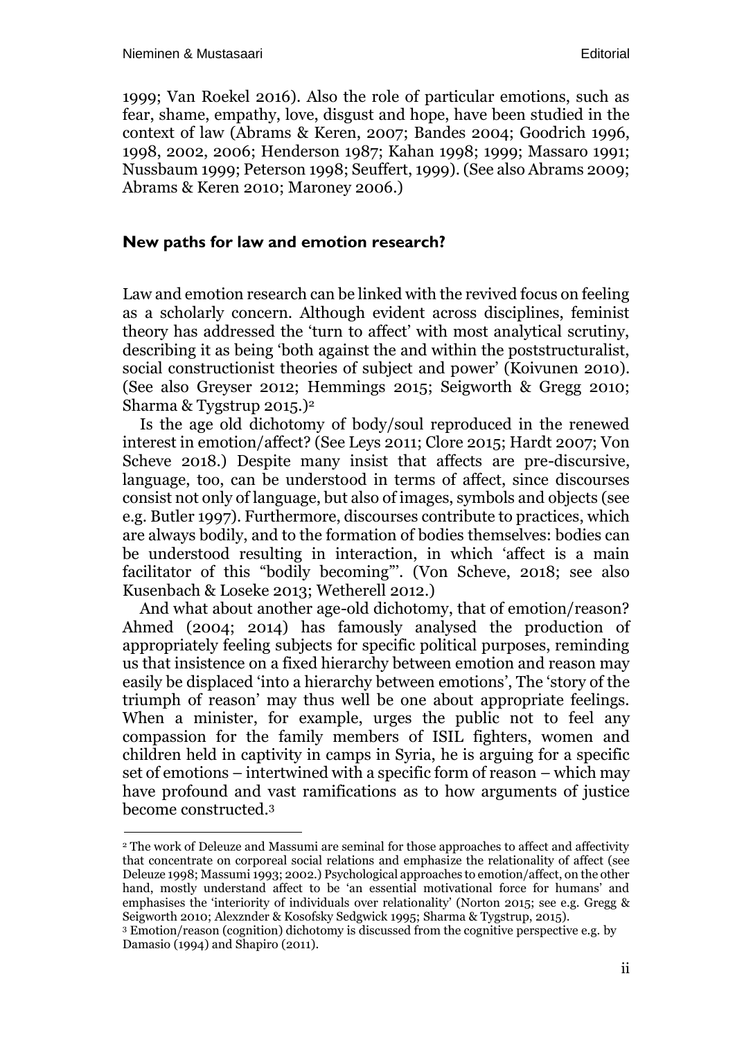1999; Van Roekel 2016). Also the role of particular emotions, such as fear, shame, empathy, love, disgust and hope, have been studied in the context of law (Abrams & Keren, 2007; Bandes 2004; Goodrich 1996, 1998, 2002, 2006; Henderson 1987; Kahan 1998; 1999; Massaro 1991; Nussbaum 1999; Peterson 1998; Seuffert, 1999). (See also Abrams 2009; Abrams & Keren 2010; Maroney 2006.)

## New paths for law and emotion research?

Law and emotion research can be linked with the revived focus on feeling as a scholarly concern. Although evident across disciplines, feminist theory has addressed the 'turn to affect' with most analytical scrutiny, describing it as being 'both against the and within the poststructuralist, social constructionist theories of subject and power' (Koivunen 2010). (See also Greyser 2012; Hemmings 2015; Seigworth & Gregg 2010; Sharma & Tygstrup 2015.)[2]

Is the age old dichotomy of body/soul reproduced in the renewed interest in emotion/affect? (See Leys 2011; Clore 2015; Hardt 2007; Von Scheve 2018.) Despite many insist that affects are pre-discursive, language, too, can be understood in terms of affect, since discourses consist not only of language, but also of images, symbols and objects (see e.g. Butler 1997). Furthermore, discourses contribute to practices, which are always bodily, and to the formation of bodies themselves: bodies can be understood resulting in interaction, in which 'affect is a main facilitator of this "bodily becoming"'. (Von Scheve, 2018; see also Kusenbach & Loseke 2013; Wetherell 2012.)

And what about another age-old dichotomy, that of emotion/reason? Ahmed (2004; 2014) has famously analysed the production of appropriately feeling subjects for specific political purposes, reminding us that insistence on a fixed hierarchy between emotion and reason may easily be displaced 'into a hierarchy between emotions', The 'story of the triumph of reason' may thus well be one about appropriate feelings. When a minister, for example, urges the public not to feel any compassion for the family members of ISIL fighters, women and children held in captivity in camps in Syria, he is arguing for a specific set of emotions – intertwined with a specific form of reason – which may have profound and vast ramifications as to how arguments of justice become constructed.[3]

---

[2] The work of Deleuze and Massumi are seminal for those approaches to affect and affectivity that concentrate on corporeal social relations and emphasize the relationality of affect (see Deleuze 1998; Massumi 1993; 2002.) Psychological approaches to emotion/affect, on the other hand, mostly understand affect to be 'an essential motivational force for humans' and emphasises the 'interiority of individuals over relationality' (Norton 2015; see e.g. Gregg & Seigworth 2010; Alexznder & Kosofsky Sedgwick 1995; Sharma & Tygstrup, 2015).

[3] Emotion/reason (cognition) dichotomy is discussed from the cognitive perspective e.g. by Damasio (1994) and Shapiro (2011).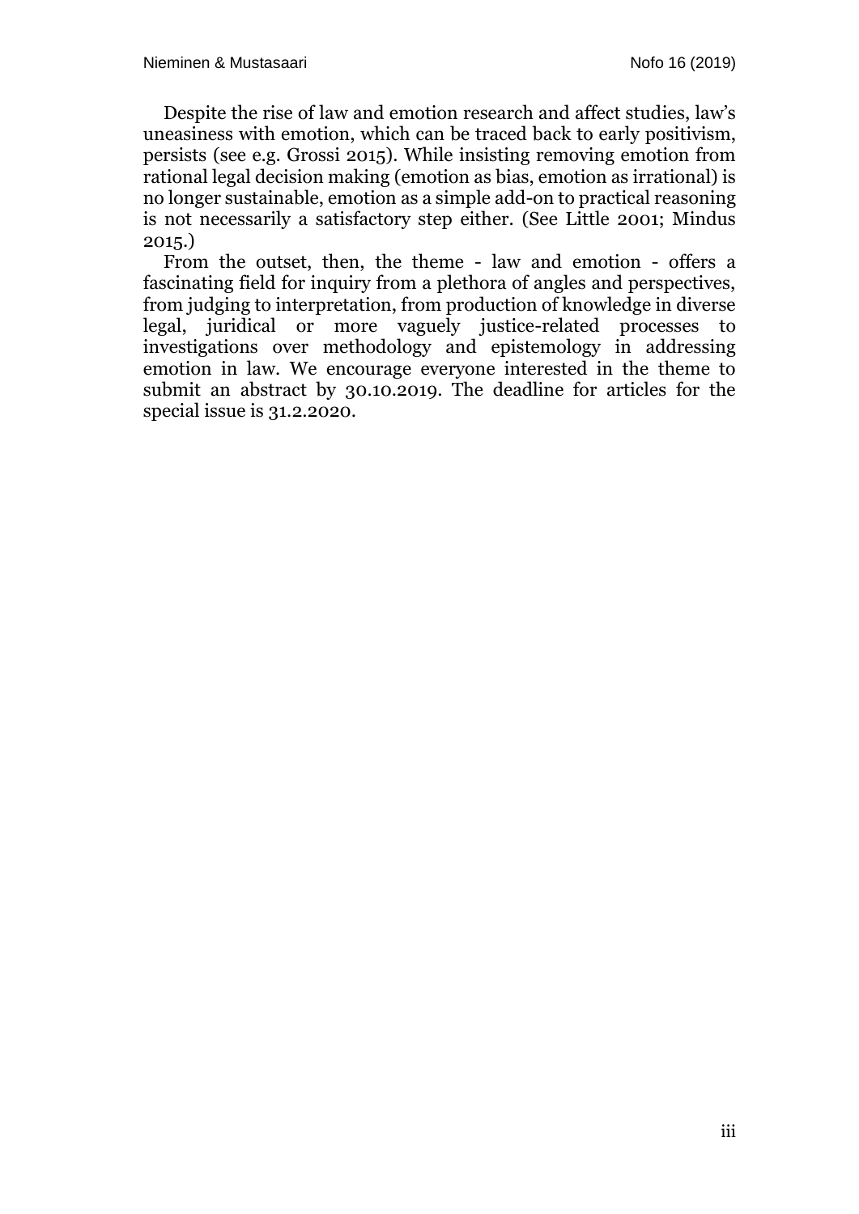Despite the rise of law and emotion research and affect studies, law's uneasiness with emotion, which can be traced back to early positivism, persists (see e.g. Grossi 2015). While insisting removing emotion from rational legal decision making (emotion as bias, emotion as irrational) is no longer sustainable, emotion as a simple add-on to practical reasoning is not necessarily a satisfactory step either. (See Little 2001; Mindus 2015.)

From the outset, then, the theme - law and emotion - offers a fascinating field for inquiry from a plethora of angles and perspectives, from judging to interpretation, from production of knowledge in diverse legal, juridical or more vaguely justice-related processes to investigations over methodology and epistemology in addressing emotion in law. We encourage everyone interested in the theme to submit an abstract by 30.10.2019. The deadline for articles for the special issue is 31.2.2020.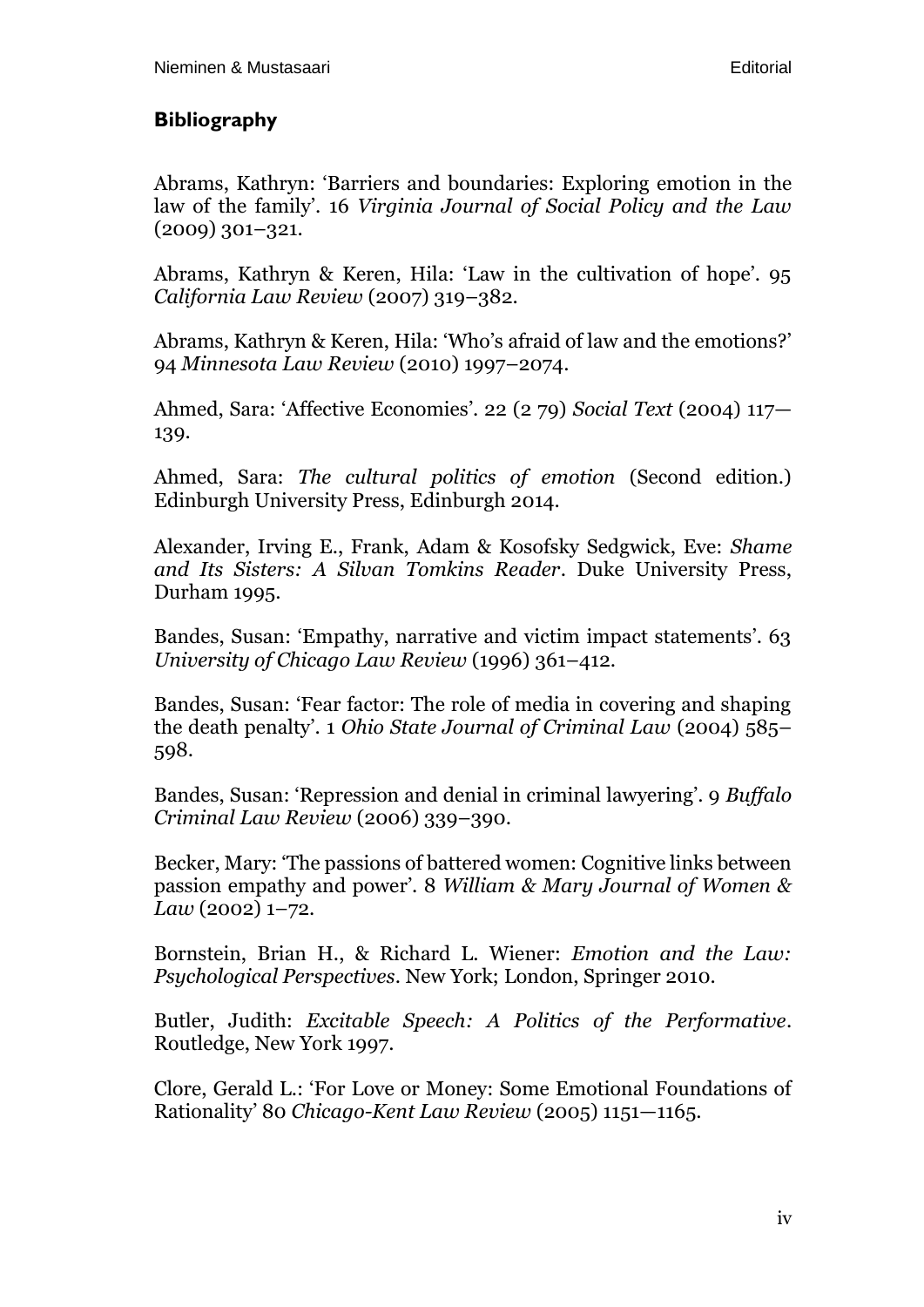## Bibliography

Abrams, Kathryn: 'Barriers and boundaries: Exploring emotion in the law of the family'. 16 *Virginia Journal of Social Policy and the Law* (2009) 301–321.

Abrams, Kathryn & Keren, Hila: 'Law in the cultivation of hope'. 95 *California Law Review* (2007) 319–382.

Abrams, Kathryn & Keren, Hila: 'Who's afraid of law and the emotions?' 94 *Minnesota Law Review* (2010) 1997–2074.

Ahmed, Sara: 'Affective Economies'. 22 (2 79) *Social Text* (2004) 117—139.

Ahmed, Sara: *The cultural politics of emotion* (Second edition.) Edinburgh University Press, Edinburgh 2014.

Alexander, Irving E., Frank, Adam & Kosofsky Sedgwick, Eve: *Shame and Its Sisters: A Silvan Tomkins Reader*. Duke University Press, Durham 1995.

Bandes, Susan: 'Empathy, narrative and victim impact statements'. 63 *University of Chicago Law Review* (1996) 361–412.

Bandes, Susan: 'Fear factor: The role of media in covering and shaping the death penalty'. 1 *Ohio State Journal of Criminal Law* (2004) 585–598.

Bandes, Susan: 'Repression and denial in criminal lawyering'. 9 *Buffalo Criminal Law Review* (2006) 339–390.

Becker, Mary: 'The passions of battered women: Cognitive links between passion empathy and power'. 8 *William & Mary Journal of Women & Law* (2002) 1–72.

Bornstein, Brian H., & Richard L. Wiener: *Emotion and the Law: Psychological Perspectives*. New York; London, Springer 2010.

Butler, Judith: *Excitable Speech: A Politics of the Performative*. Routledge, New York 1997.

Clore, Gerald L.: 'For Love or Money: Some Emotional Foundations of Rationality' 80 *Chicago-Kent Law Review* (2005) 1151—1165.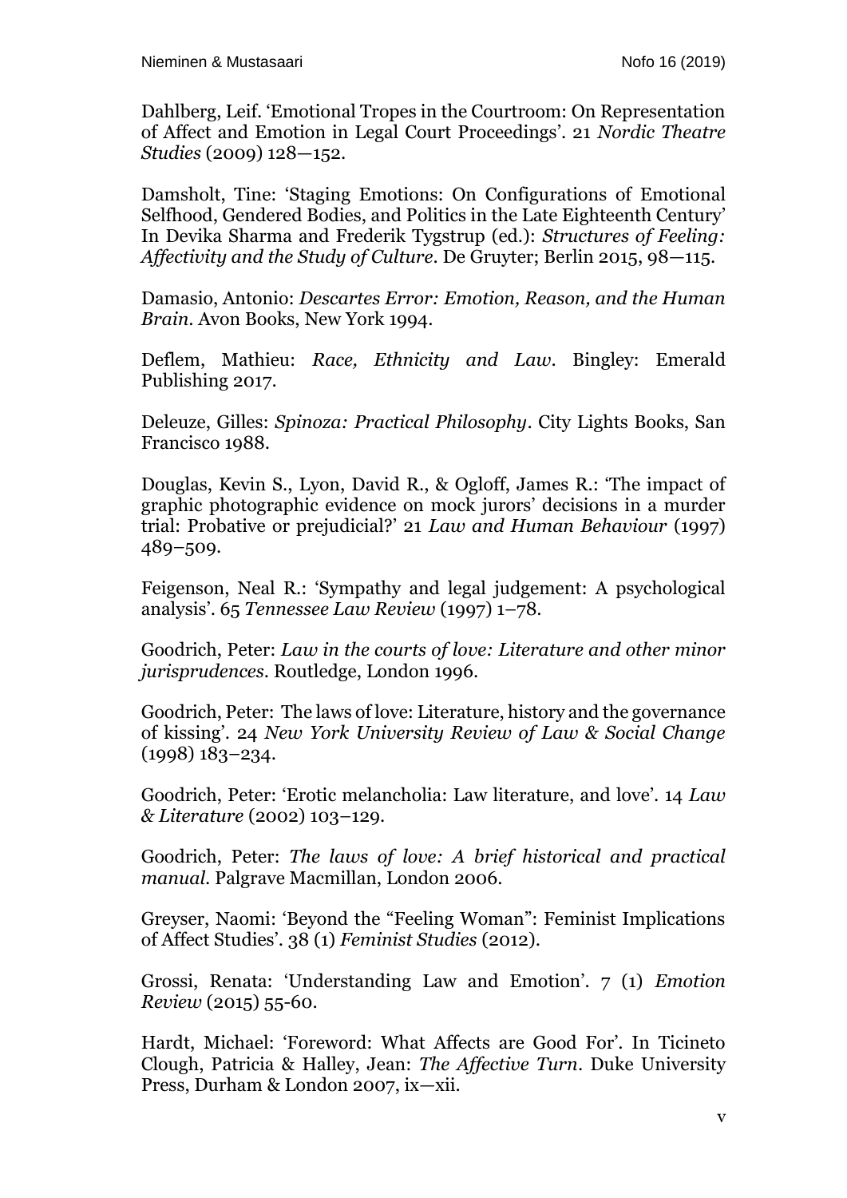Dahlberg, Leif. 'Emotional Tropes in the Courtroom: On Representation of Affect and Emotion in Legal Court Proceedings'. 21 *Nordic Theatre Studies* (2009) 128—152.

Damsholt, Tine: 'Staging Emotions: On Configurations of Emotional Selfhood, Gendered Bodies, and Politics in the Late Eighteenth Century' In Devika Sharma and Frederik Tygstrup (ed.): *Structures of Feeling: Affectivity and the Study of Culture*. De Gruyter; Berlin 2015, 98—115.

Damasio, Antonio: *Descartes Error: Emotion, Reason, and the Human Brain*. Avon Books, New York 1994.

Deflem, Mathieu: *Race, Ethnicity and Law*. Bingley: Emerald Publishing 2017.

Deleuze, Gilles: *Spinoza: Practical Philosophy*. City Lights Books, San Francisco 1988.

Douglas, Kevin S., Lyon, David R., & Ogloff, James R.: 'The impact of graphic photographic evidence on mock jurors' decisions in a murder trial: Probative or prejudicial?' 21 *Law and Human Behaviour* (1997) 489–509.

Feigenson, Neal R.: 'Sympathy and legal judgement: A psychological analysis'. 65 *Tennessee Law Review* (1997) 1–78.

Goodrich, Peter: *Law in the courts of love: Literature and other minor jurisprudences*. Routledge, London 1996.

Goodrich, Peter: The laws of love: Literature, history and the governance of kissing'. 24 *New York University Review of Law & Social Change* (1998) 183–234.

Goodrich, Peter: 'Erotic melancholia: Law literature, and love'. 14 *Law & Literature* (2002) 103–129.

Goodrich, Peter: *The laws of love: A brief historical and practical manual*. Palgrave Macmillan, London 2006.

Greyser, Naomi: 'Beyond the "Feeling Woman": Feminist Implications of Affect Studies'. 38 (1) *Feminist Studies* (2012).

Grossi, Renata: 'Understanding Law and Emotion'. 7 (1) *Emotion Review* (2015) 55-60.

Hardt, Michael: 'Foreword: What Affects are Good For'. In Ticineto Clough, Patricia & Halley, Jean: *The Affective Turn*. Duke University Press, Durham & London 2007, ix—xii.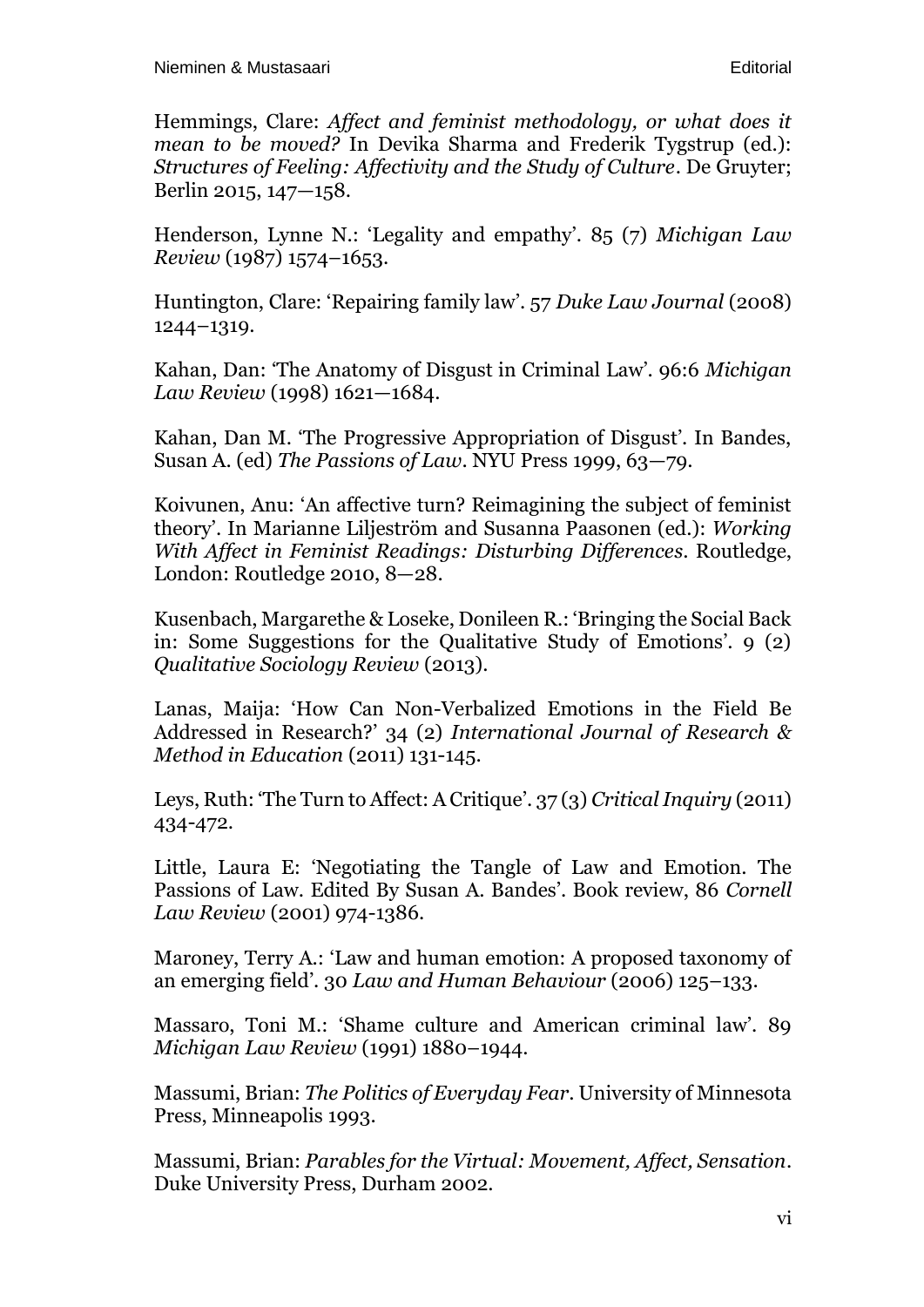Hemmings, Clare: *Affect and feminist methodology, or what does it mean to be moved?* In Devika Sharma and Frederik Tygstrup (ed.): *Structures of Feeling: Affectivity and the Study of Culture*. De Gruyter; Berlin 2015, 147—158.

Henderson, Lynne N.: 'Legality and empathy'. 85 (7) *Michigan Law Review* (1987) 1574–1653.

Huntington, Clare: 'Repairing family law'. 57 *Duke Law Journal* (2008) 1244–1319.

Kahan, Dan: 'The Anatomy of Disgust in Criminal Law'. 96:6 *Michigan Law Review* (1998) 1621—1684.

Kahan, Dan M. 'The Progressive Appropriation of Disgust'. In Bandes, Susan A. (ed) *The Passions of Law*. NYU Press 1999, 63—79.

Koivunen, Anu: 'An affective turn? Reimagining the subject of feminist theory'. In Marianne Liljeström and Susanna Paasonen (ed.): *Working With Affect in Feminist Readings: Disturbing Differences*. Routledge, London: Routledge 2010, 8—28.

Kusenbach, Margarethe & Loseke, Donileen R.: 'Bringing the Social Back in: Some Suggestions for the Qualitative Study of Emotions'. 9 (2) *Qualitative Sociology Review* (2013).

Lanas, Maija: 'How Can Non-Verbalized Emotions in the Field Be Addressed in Research?' 34 (2) *International Journal of Research & Method in Education* (2011) 131-145.

Leys, Ruth: 'The Turn to Affect: A Critique'. 37 (3) *Critical Inquiry* (2011) 434-472.

Little, Laura E: 'Negotiating the Tangle of Law and Emotion. The Passions of Law. Edited By Susan A. Bandes'. Book review, 86 *Cornell Law Review* (2001) 974-1386.

Maroney, Terry A.: 'Law and human emotion: A proposed taxonomy of an emerging field'. 30 *Law and Human Behaviour* (2006) 125–133.

Massaro, Toni M.: 'Shame culture and American criminal law'. 89 *Michigan Law Review* (1991) 1880–1944.

Massumi, Brian: *The Politics of Everyday Fear*. University of Minnesota Press, Minneapolis 1993.

Massumi, Brian: *Parables for the Virtual: Movement, Affect, Sensation*. Duke University Press, Durham 2002.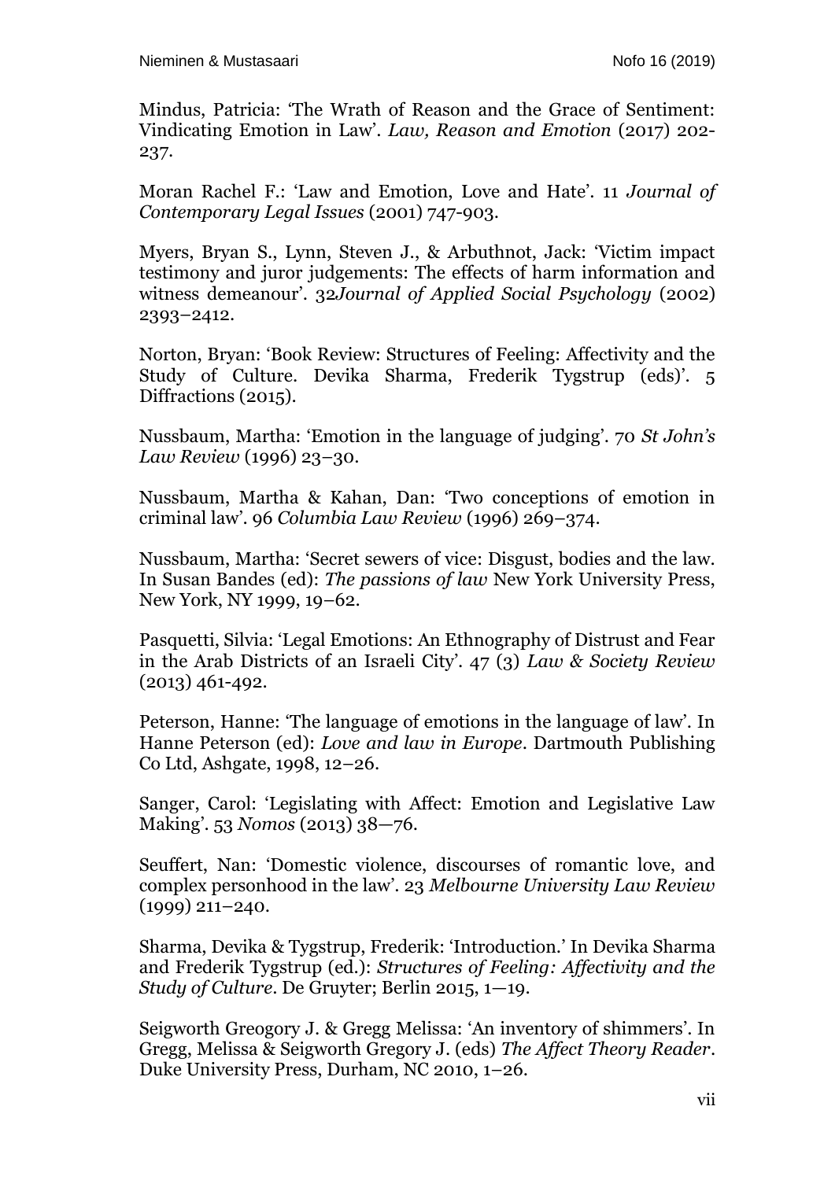Mindus, Patricia: 'The Wrath of Reason and the Grace of Sentiment: Vindicating Emotion in Law'. *Law, Reason and Emotion* (2017) 202-237.

Moran Rachel F.: 'Law and Emotion, Love and Hate'. 11 *Journal of Contemporary Legal Issues* (2001) 747-903.

Myers, Bryan S., Lynn, Steven J., & Arbuthnot, Jack: 'Victim impact testimony and juror judgements: The effects of harm information and witness demeanour'. 32*Journal of Applied Social Psychology* (2002) 2393–2412.

Norton, Bryan: 'Book Review: Structures of Feeling: Affectivity and the Study of Culture. Devika Sharma, Frederik Tygstrup (eds)'. 5 Diffractions (2015).

Nussbaum, Martha: 'Emotion in the language of judging'. 70 *St John's Law Review* (1996) 23–30.

Nussbaum, Martha & Kahan, Dan: 'Two conceptions of emotion in criminal law'. 96 *Columbia Law Review* (1996) 269–374.

Nussbaum, Martha: 'Secret sewers of vice: Disgust, bodies and the law. In Susan Bandes (ed): *The passions of law* New York University Press, New York, NY 1999, 19–62.

Pasquetti, Silvia: 'Legal Emotions: An Ethnography of Distrust and Fear in the Arab Districts of an Israeli City'. 47 (3) *Law & Society Review* (2013) 461-492.

Peterson, Hanne: 'The language of emotions in the language of law'. In Hanne Peterson (ed): *Love and law in Europe*. Dartmouth Publishing Co Ltd, Ashgate, 1998, 12–26.

Sanger, Carol: 'Legislating with Affect: Emotion and Legislative Law Making'. 53 *Nomos* (2013) 38—76.

Seuffert, Nan: 'Domestic violence, discourses of romantic love, and complex personhood in the law'. 23 *Melbourne University Law Review* (1999) 211–240.

Sharma, Devika & Tygstrup, Frederik: 'Introduction.' In Devika Sharma and Frederik Tygstrup (ed.): *Structures of Feeling: Affectivity and the Study of Culture*. De Gruyter; Berlin 2015, 1—19.

Seigworth Greogory J. & Gregg Melissa: 'An inventory of shimmers'. In Gregg, Melissa & Seigworth Gregory J. (eds) *The Affect Theory Reader*. Duke University Press, Durham, NC 2010, 1–26.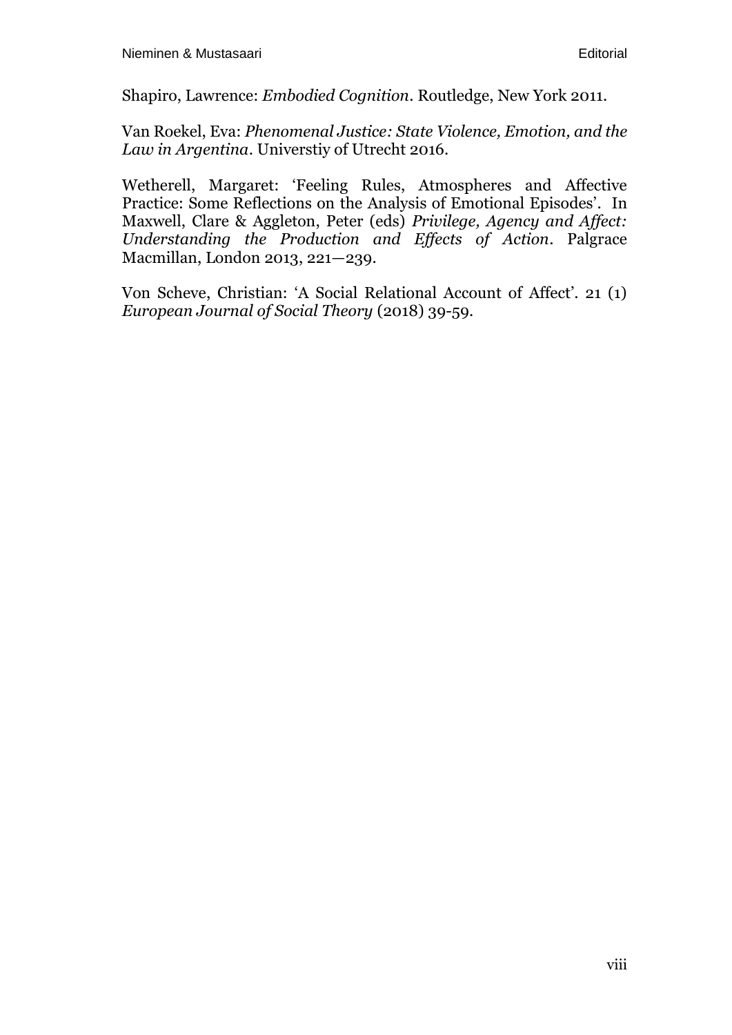Shapiro, Lawrence: *Embodied Cognition*. Routledge, New York 2011.

Van Roekel, Eva: *Phenomenal Justice: State Violence, Emotion, and the Law in Argentina*. Universtiy of Utrecht 2016.

Wetherell, Margaret: 'Feeling Rules, Atmospheres and Affective Practice: Some Reflections on the Analysis of Emotional Episodes'. In Maxwell, Clare & Aggleton, Peter (eds) *Privilege, Agency and Affect: Understanding the Production and Effects of Action*. Palgrace Macmillan, London 2013, 221—239.

Von Scheve, Christian: 'A Social Relational Account of Affect'. 21 (1) *European Journal of Social Theory* (2018) 39-59.